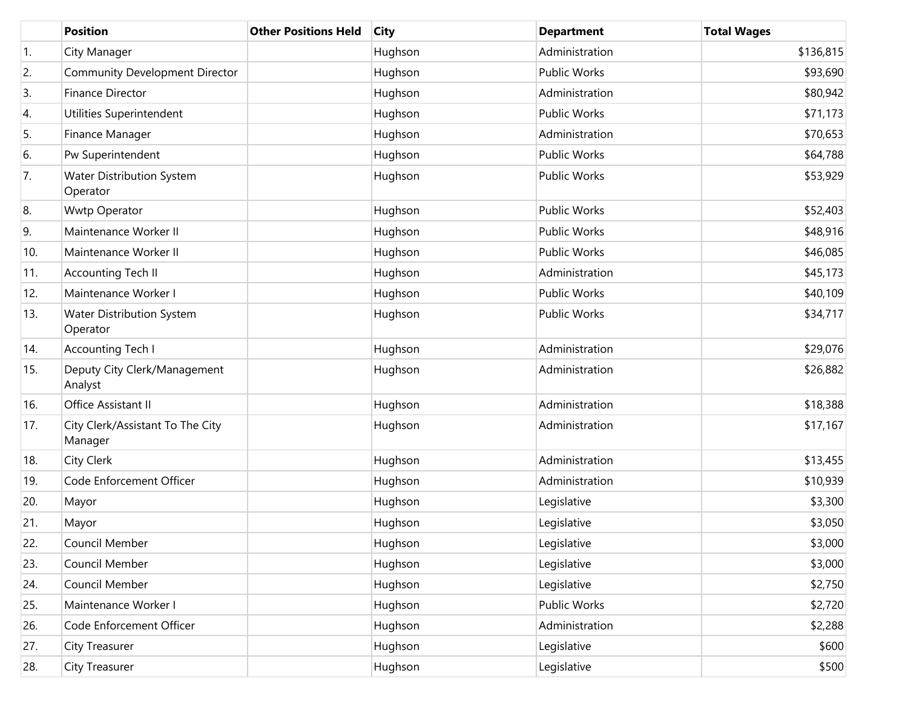| | Position | Other Positions Held | City | Department | Total Wages |
|---|---|---|---|---|---|
| 1. | City Manager | | Hughson | Administration | $136,815 |
| 2. | Community Development Director | | Hughson | Public Works | $93,690 |
| 3. | Finance Director | | Hughson | Administration | $80,942 |
| 4. | Utilities Superintendent | | Hughson | Public Works | $71,173 |
| 5. | Finance Manager | | Hughson | Administration | $70,653 |
| 6. | Pw Superintendent | | Hughson | Public Works | $64,788 |
| 7. | Water Distribution System Operator | | Hughson | Public Works | $53,929 |
| 8. | Wwtp Operator | | Hughson | Public Works | $52,403 |
| 9. | Maintenance Worker II | | Hughson | Public Works | $48,916 |
| 10. | Maintenance Worker II | | Hughson | Public Works | $46,085 |
| 11. | Accounting Tech II | | Hughson | Administration | $45,173 |
| 12. | Maintenance Worker I | | Hughson | Public Works | $40,109 |
| 13. | Water Distribution System Operator | | Hughson | Public Works | $34,717 |
| 14. | Accounting Tech I | | Hughson | Administration | $29,076 |
| 15. | Deputy City Clerk/Management Analyst | | Hughson | Administration | $26,882 |
| 16. | Office Assistant II | | Hughson | Administration | $18,388 |
| 17. | City Clerk/Assistant To The City Manager | | Hughson | Administration | $17,167 |
| 18. | City Clerk | | Hughson | Administration | $13,455 |
| 19. | Code Enforcement Officer | | Hughson | Administration | $10,939 |
| 20. | Mayor | | Hughson | Legislative | $3,300 |
| 21. | Mayor | | Hughson | Legislative | $3,050 |
| 22. | Council Member | | Hughson | Legislative | $3,000 |
| 23. | Council Member | | Hughson | Legislative | $3,000 |
| 24. | Council Member | | Hughson | Legislative | $2,750 |
| 25. | Maintenance Worker I | | Hughson | Public Works | $2,720 |
| 26. | Code Enforcement Officer | | Hughson | Administration | $2,288 |
| 27. | City Treasurer | | Hughson | Legislative | $600 |
| 28. | City Treasurer | | Hughson | Legislative | $500 |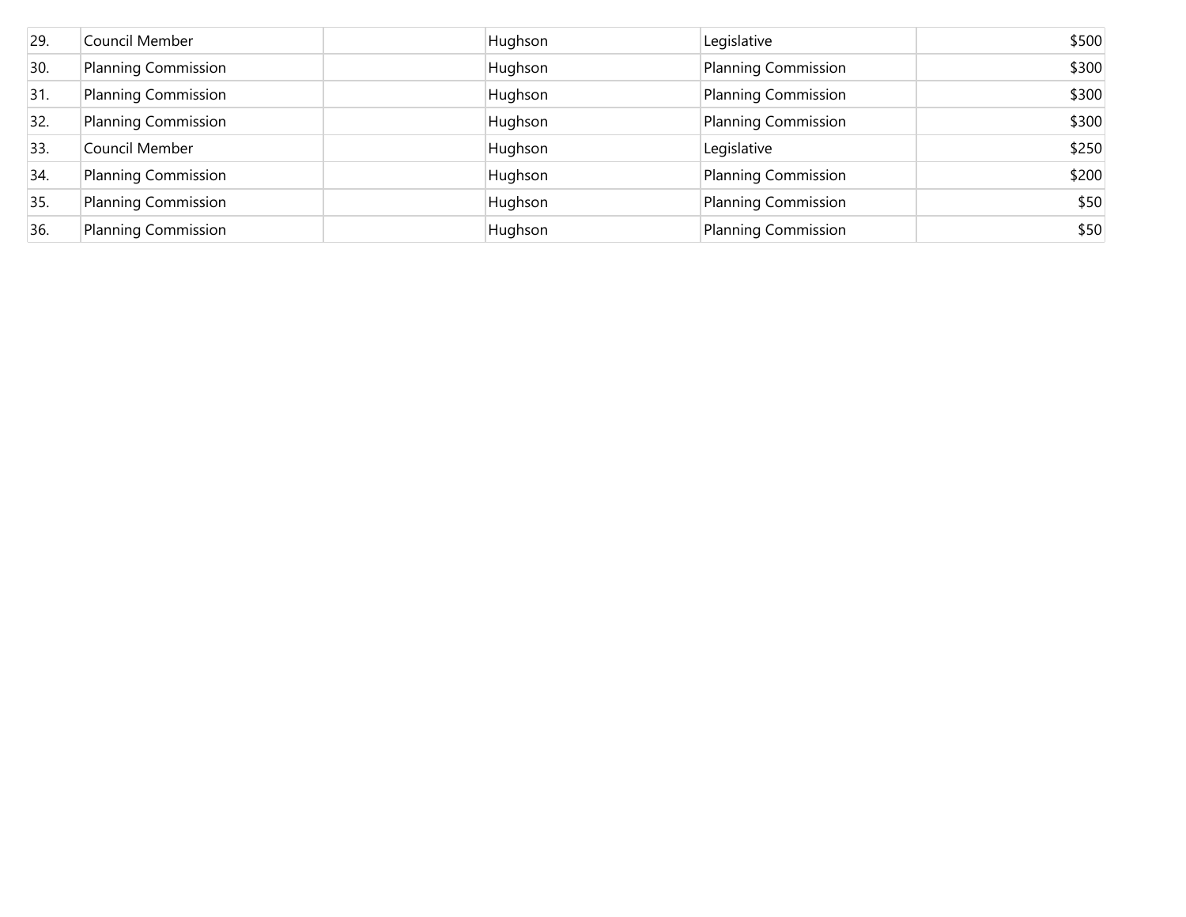| | | | | | |
|---|---|---|---|---|---|
| 29. | Council Member | | Hughson | Legislative | $500 |
| 30. | Planning Commission | | Hughson | Planning Commission | $300 |
| 31. | Planning Commission | | Hughson | Planning Commission | $300 |
| 32. | Planning Commission | | Hughson | Planning Commission | $300 |
| 33. | Council Member | | Hughson | Legislative | $250 |
| 34. | Planning Commission | | Hughson | Planning Commission | $200 |
| 35. | Planning Commission | | Hughson | Planning Commission | $50 |
| 36. | Planning Commission | | Hughson | Planning Commission | $50 |